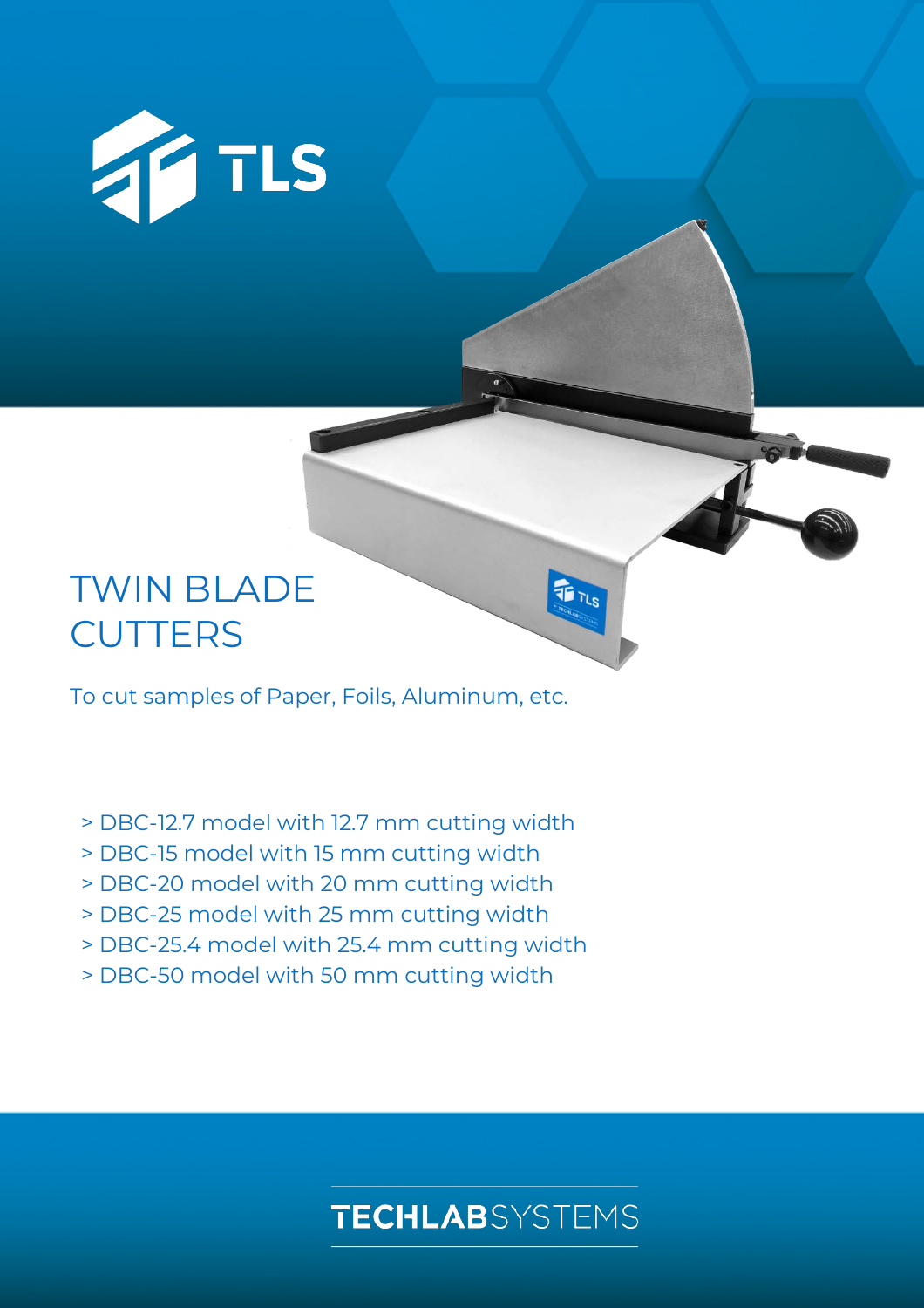TLS

# TWIN BLADE CUTTERS

To cut samples of Paper, Foils, Aluminum, etc.

- DBC-12.7 model with 12.7 mm cutting width
- DBC-15 model with 15 mm cutting width
- DBC-20 model with 20 mm cutting width
- DBC-25 model with 25 mm cutting width
- DBC-25.4 model with 25.4 mm cutting width
- DBC-50 model with 50 mm cutting width

TECHLABSYSTEMS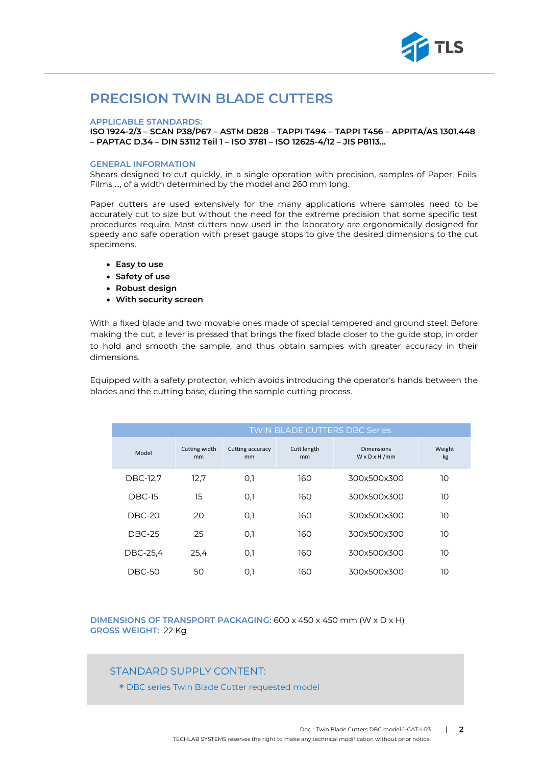# PRECISION TWIN BLADE CUTTERS

**APPLICABLE STANDARDS:**

**ISO 1924-2/3 – SCAN P38/P67 – ASTM D828 – TAPPI T494 – TAPPI T456 – APPITA/AS 1301.448 – PAPTAC D.34 – DIN 53112 Teil 1 – ISO 3781 – ISO 12625-4/12 – JIS P8113...**

**GENERAL INFORMATION**

Shears designed to cut quickly, in a single operation with precision, samples of Paper, Foils, Films ..., of a width determined by the model and 260 mm long.

Paper cutters are used extensively for the many applications where samples need to be accurately cut to size but without the need for the extreme precision that some specific test procedures require. Most cutters now used in the laboratory are ergonomically designed for speedy and safe operation with preset gauge stops to give the desired dimensions to the cut specimens.

- **Easy to use**
- **Safety of use**
- **Robust design**
- **With security screen**

With a fixed blade and two movable ones made of special tempered and ground steel. Before making the cut, a lever is pressed that brings the fixed blade closer to the guide stop, in order to hold and smooth the sample, and thus obtain samples with greater accuracy in their dimensions.

Equipped with a safety protector, which avoids introducing the operator's hands between the blades and the cutting base, during the sample cutting process.

| TWIN BLADE CUTTERS DBC Series | | | | | |
|---|---|---|---|---|---|
| Model | Cutting width mm | Cutting accuracy mm | Cutt length mm | Dimensions W x D x H /mm | Weight kg |
| DBC-12,7 | 12,7 | 0,1 | 160 | 300x500x300 | 10 |
| DBC-15 | 15 | 0,1 | 160 | 300x500x300 | 10 |
| DBC-20 | 20 | 0,1 | 160 | 300x500x300 | 10 |
| DBC-25 | 25 | 0,1 | 160 | 300x500x300 | 10 |
| DBC-25,4 | 25,4 | 0,1 | 160 | 300x500x300 | 10 |
| DBC-50 | 50 | 0,1 | 160 | 300x500x300 | 10 |

**DIMENSIONS OF TRANSPORT PACKAGING:** 600 x 450 x 450 mm (W x D x H)
**GROSS WEIGHT:** 22 Kg

## STANDARD SUPPLY CONTENT:

* DBC series Twin Blade Cutter requested model

Doc.: Twin Blade Cutters DBC model-1-CAT-I-R3

TECHLAB SYSTEMS reserves the right to make any technical modification without prior notice.